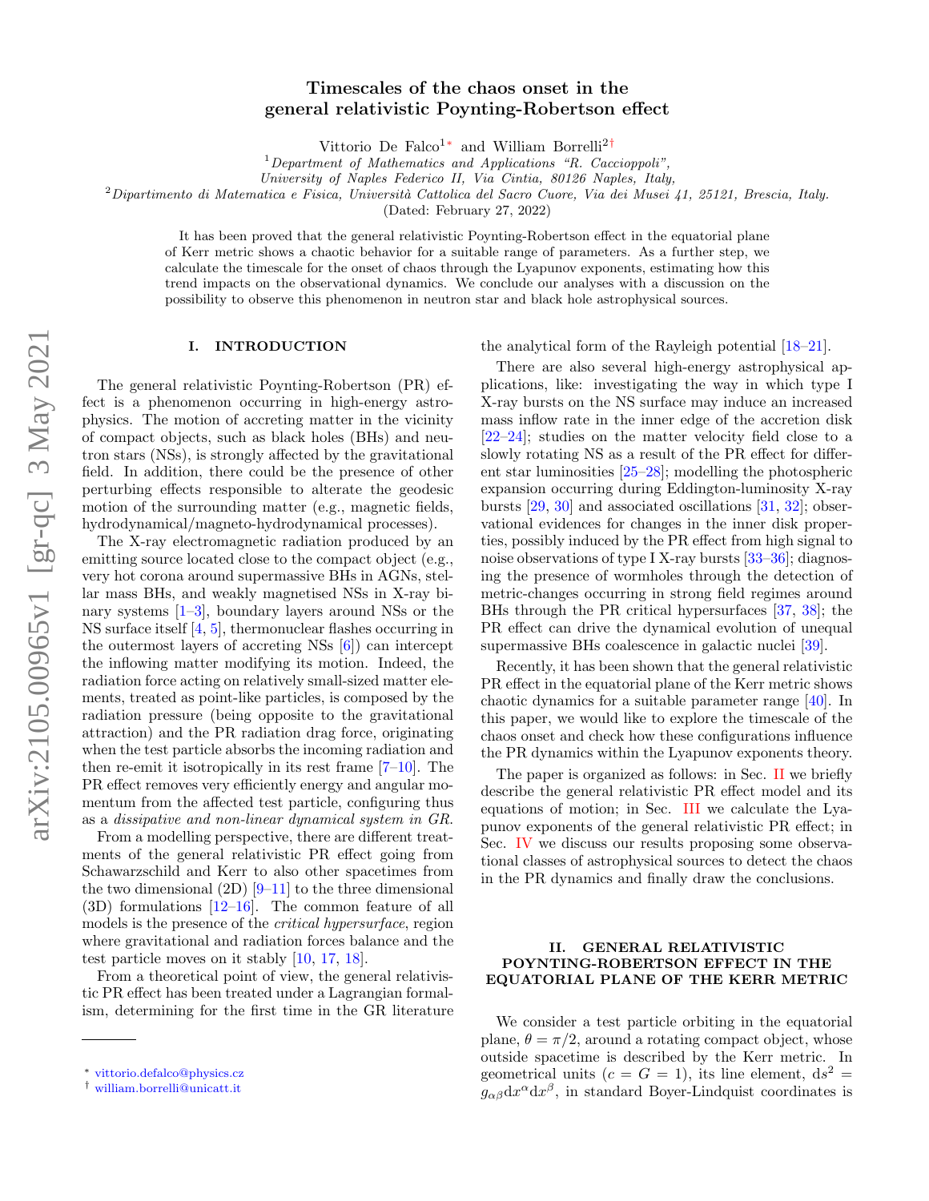# Timescales of the chaos onset in the general relativistic Poynting-Robertson effect

Vittorio De Falco[1*] and William Borrelli[2†]

[1] *Department of Mathematics and Applications "R. Caccioppoli", University of Naples Federico II, Via Cintia, 80126 Naples, Italy,*

[2] *Dipartimento di Matematica e Fisica, Università Cattolica del Sacro Cuore, Via dei Musei 41, 25121, Brescia, Italy.*

(Dated: February 27, 2022)

It has been proved that the general relativistic Poynting-Robertson effect in the equatorial plane of Kerr metric shows a chaotic behavior for a suitable range of parameters. As a further step, we calculate the timescale for the onset of chaos through the Lyapunov exponents, estimating how this trend impacts on the observational dynamics. We conclude our analyses with a discussion on the possibility to observe this phenomenon in neutron star and black hole astrophysical sources.

## I. INTRODUCTION

The general relativistic Poynting-Robertson (PR) effect is a phenomenon occurring in high-energy astrophysics. The motion of accreting matter in the vicinity of compact objects, such as black holes (BHs) and neutron stars (NSs), is strongly affected by the gravitational field. In addition, there could be the presence of other perturbing effects responsible to alterate the geodesic motion of the surrounding matter (e.g., magnetic fields, hydrodynamical/magneto-hydrodynamical processes).

The X-ray electromagnetic radiation produced by an emitting source located close to the compact object (e.g., very hot corona around supermassive BHs in AGNs, stellar mass BHs, and weakly magnetised NSs in X-ray binary systems [1–3], boundary layers around NSs or the NS surface itself [4, 5], thermonuclear flashes occurring in the outermost layers of accreting NSs [6]) can intercept the inflowing matter modifying its motion. Indeed, the radiation force acting on relatively small-sized matter elements, treated as point-like particles, is composed by the radiation pressure (being opposite to the gravitational attraction) and the PR radiation drag force, originating when the test particle absorbs the incoming radiation and then re-emit it isotropically in its rest frame [7–10]. The PR effect removes very efficiently energy and angular momentum from the affected test particle, configuring thus as a *dissipative and non-linear dynamical system in GR*.

From a modelling perspective, there are different treatments of the general relativistic PR effect going from Schawarzschild and Kerr to also other spacetimes from the two dimensional (2D) [9–11] to the three dimensional (3D) formulations [12–16]. The common feature of all models is the presence of the *critical hypersurface*, region where gravitational and radiation forces balance and the test particle moves on it stably [10, 17, 18].

From a theoretical point of view, the general relativistic PR effect has been treated under a Lagrangian formalism, determining for the first time in the GR literature the analytical form of the Rayleigh potential [18–21].

There are also several high-energy astrophysical applications, like: investigating the way in which type I X-ray bursts on the NS surface may induce an increased mass inflow rate in the inner edge of the accretion disk [22–24]; studies on the matter velocity field close to a slowly rotating NS as a result of the PR effect for different star luminosities [25–28]; modelling the photospheric expansion occurring during Eddington-luminosity X-ray bursts [29, 30] and associated oscillations [31, 32]; observational evidences for changes in the inner disk properties, possibly induced by the PR effect from high signal to noise observations of type I X-ray bursts [33–36]; diagnosing the presence of wormholes through the detection of metric-changes occurring in strong field regimes around BHs through the PR critical hypersurfaces [37, 38]; the PR effect can drive the dynamical evolution of unequal supermassive BHs coalescence in galactic nuclei [39].

Recently, it has been shown that the general relativistic PR effect in the equatorial plane of the Kerr metric shows chaotic dynamics for a suitable parameter range [40]. In this paper, we would like to explore the timescale of the chaos onset and check how these configurations influence the PR dynamics within the Lyapunov exponents theory.

The paper is organized as follows: in Sec. II we briefly describe the general relativistic PR effect model and its equations of motion; in Sec. III we calculate the Lyapunov exponents of the general relativistic PR effect; in Sec. IV we discuss our results proposing some observational classes of astrophysical sources to detect the chaos in the PR dynamics and finally draw the conclusions.

## II. GENERAL RELATIVISTIC POYNTING-ROBERTSON EFFECT IN THE EQUATORIAL PLANE OF THE KERR METRIC

We consider a test particle orbiting in the equatorial plane, $\theta = \pi/2$, around a rotating compact object, whose outside spacetime is described by the Kerr metric. In geometrical units ($c = G = 1$), its line element, $\mathrm{d}s^2 = g_{\alpha\beta}\mathrm{d}x^\alpha \mathrm{d}x^\beta$, in standard Boyer-Lindquist coordinates is

* vittorio.defalco@physics.cz

† william.borrelli@unicatt.it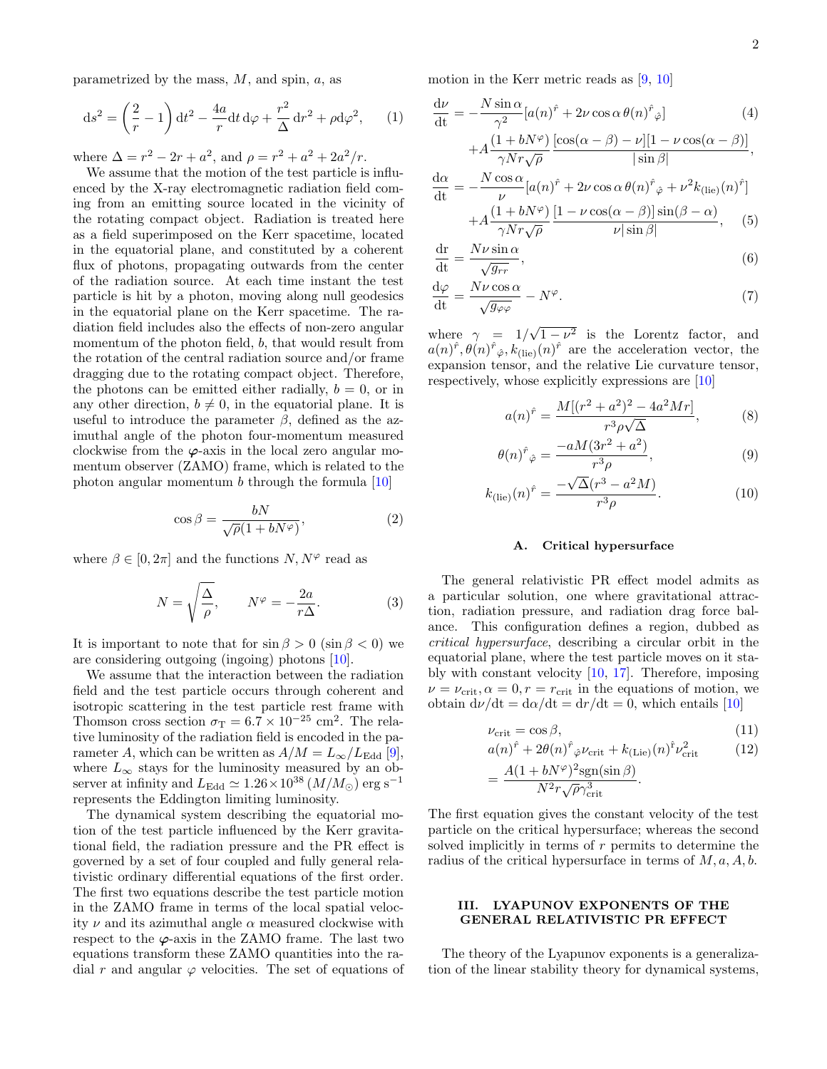parametrized by the mass, $M$, and spin, $a$, as

$$
\mathrm{d}s^2 = \left(\frac{2}{r}-1\right)\mathrm{d}t^2 - \frac{4a}{r}\mathrm{d}t\,\mathrm{d}\varphi + \frac{r^2}{\Delta}\mathrm{d}r^2 + \rho\mathrm{d}\varphi^2, \qquad (1)
$$

where $\Delta = r^2 - 2r + a^2$, and $\rho = r^2 + a^2 + 2a^2/r$.

We assume that the motion of the test particle is influenced by the X-ray electromagnetic radiation field coming from an emitting source located in the vicinity of the rotating compact object. Radiation is treated here as a field superimposed on the Kerr spacetime, located in the equatorial plane, and constituted by a coherent flux of photons, propagating outwards from the center of the radiation source. At each time instant the test particle is hit by a photon, moving along null geodesics in the equatorial plane on the Kerr spacetime. The radiation field includes also the effects of non-zero angular momentum of the photon field, $b$, that would result from the rotation of the central radiation source and/or frame dragging due to the rotating compact object. Therefore, the photons can be emitted either radially, $b = 0$, or in any other direction, $b \neq 0$, in the equatorial plane. It is useful to introduce the parameter $\beta$, defined as the azimuthal angle of the photon four-momentum measured clockwise from the $\boldsymbol{\varphi}$-axis in the local zero angular momentum observer (ZAMO) frame, which is related to the photon angular momentum $b$ through the formula [10]

$$
\cos\beta = \frac{bN}{\sqrt{\rho}(1+bN^\varphi)}, \qquad (2)
$$

where $\beta \in [0, 2\pi]$ and the functions $N, N^\varphi$ read as

$$
N = \sqrt{\frac{\Delta}{\rho}}, \qquad N^\varphi = -\frac{2a}{r\Delta}. \qquad (3)
$$

It is important to note that for $\sin\beta > 0$ ($\sin\beta < 0$) we are considering outgoing (ingoing) photons [10].

We assume that the interaction between the radiation field and the test particle occurs through coherent and isotropic scattering in the test particle rest frame with Thomson cross section $\sigma_{\rm T} = 6.7\times10^{-25}$ cm$^2$. The relative luminosity of the radiation field is encoded in the parameter $A$, which can be written as $A/M = L_\infty/L_{\rm Edd}$ [9], where $L_\infty$ stays for the luminosity measured by an observer at infinity and $L_{\rm Edd} \simeq 1.26\times10^{38}\,(M/M_\odot)$ erg s$^{-1}$ represents the Eddington limiting luminosity.

The dynamical system describing the equatorial motion of the test particle influenced by the Kerr gravitational field, the radiation pressure and the PR effect is governed by a set of four coupled and fully general relativistic ordinary differential equations of the first order. The first two equations describe the test particle motion in the ZAMO frame in terms of the local spatial velocity $\nu$ and its azimuthal angle $\alpha$ measured clockwise with respect to the $\boldsymbol{\varphi}$-axis in the ZAMO frame. The last two equations transform these ZAMO quantities into the radial $r$ and angular $\varphi$ velocities. The set of equations of motion in the Kerr metric reads as [9, 10]

$$
\begin{aligned}
\frac{\mathrm{d}\nu}{\mathrm{d}t} &= -\frac{N\sin\alpha}{\gamma^2}[a(n)^{\hat r} + 2\nu\cos\alpha\,\theta(n)^{\hat r}{}_{\hat\varphi}] \qquad (4)\\
&\quad + A\frac{(1+bN^\varphi)}{\gamma N r\sqrt{\rho}}\frac{[\cos(\alpha-\beta)-\nu][1-\nu\cos(\alpha-\beta)]}{|\sin\beta|},\\
\frac{\mathrm{d}\alpha}{\mathrm{d}t} &= -\frac{N\cos\alpha}{\nu}[a(n)^{\hat r} + 2\nu\cos\alpha\,\theta(n)^{\hat r}{}_{\hat\varphi} + \nu^2 k_{(\rm lie)}(n)^{\hat r}]\\
&\quad + A\frac{(1+bN^\varphi)}{\gamma N r\sqrt{\rho}}\frac{[1-\nu\cos(\alpha-\beta)]\sin(\beta-\alpha)}{\nu|\sin\beta|}, \qquad (5)\\
\frac{\mathrm{d}r}{\mathrm{d}t} &= \frac{N\nu\sin\alpha}{\sqrt{g_{rr}}}, \qquad (6)\\
\frac{\mathrm{d}\varphi}{\mathrm{d}t} &= \frac{N\nu\cos\alpha}{\sqrt{g_{\varphi\varphi}}} - N^\varphi. \qquad (7)
\end{aligned}
$$

where $\gamma = 1/\sqrt{1-\nu^2}$ is the Lorentz factor, and $a(n)^{\hat r}, \theta(n)^{\hat r}{}_{\hat\varphi}, k_{(\rm lie)}(n)^{\hat r}$ are the acceleration vector, the expansion tensor, and the relative Lie curvature tensor, respectively, whose explicitly expressions are [10]

$$
a(n)^{\hat r} = \frac{M[(r^2+a^2)^2 - 4a^2Mr]}{r^3\rho\sqrt{\Delta}}, \qquad (8)
$$

$$
\theta(n)^{\hat r}{}_{\hat\varphi} = \frac{-aM(3r^2+a^2)}{r^3\rho}, \qquad (9)
$$

$$
k_{(\rm lie)}(n)^{\hat r} = \frac{-\sqrt{\Delta}(r^3 - a^2M)}{r^3\rho}. \qquad (10)
$$

### A. Critical hypersurface

The general relativistic PR effect model admits as a particular solution, one where gravitational attraction, radiation pressure, and radiation drag force balance. This configuration defines a region, dubbed as *critical hypersurface*, describing a circular orbit in the equatorial plane, where the test particle moves on it stably with constant velocity [10, 17]. Therefore, imposing $\nu = \nu_{\rm crit}, \alpha = 0, r = r_{\rm crit}$ in the equations of motion, we obtain $\mathrm{d}\nu/\mathrm{d}t = \mathrm{d}\alpha/\mathrm{d}t = \mathrm{d}r/\mathrm{d}t = 0$, which entails [10]

$$
\begin{aligned}
&\nu_{\rm crit} = \cos\beta, \qquad (11)\\
&a(n)^{\hat r} + 2\theta(n)^{\hat r}{}_{\hat\varphi}\nu_{\rm crit} + k_{(\rm Lie)}(n)^{\hat r}\nu_{\rm crit}^2 \qquad (12)\\
&= \frac{A(1+bN^\varphi)^2\mathrm{sgn}(\sin\beta)}{N^2 r\sqrt{\rho}\gamma_{\rm crit}^3}.
\end{aligned}
$$

The first equation gives the constant velocity of the test particle on the critical hypersurface; whereas the second solved implicitly in terms of $r$ permits to determine the radius of the critical hypersurface in terms of $M, a, A, b$.

## III. LYAPUNOV EXPONENTS OF THE GENERAL RELATIVISTIC PR EFFECT

The theory of the Lyapunov exponents is a generalization of the linear stability theory for dynamical systems,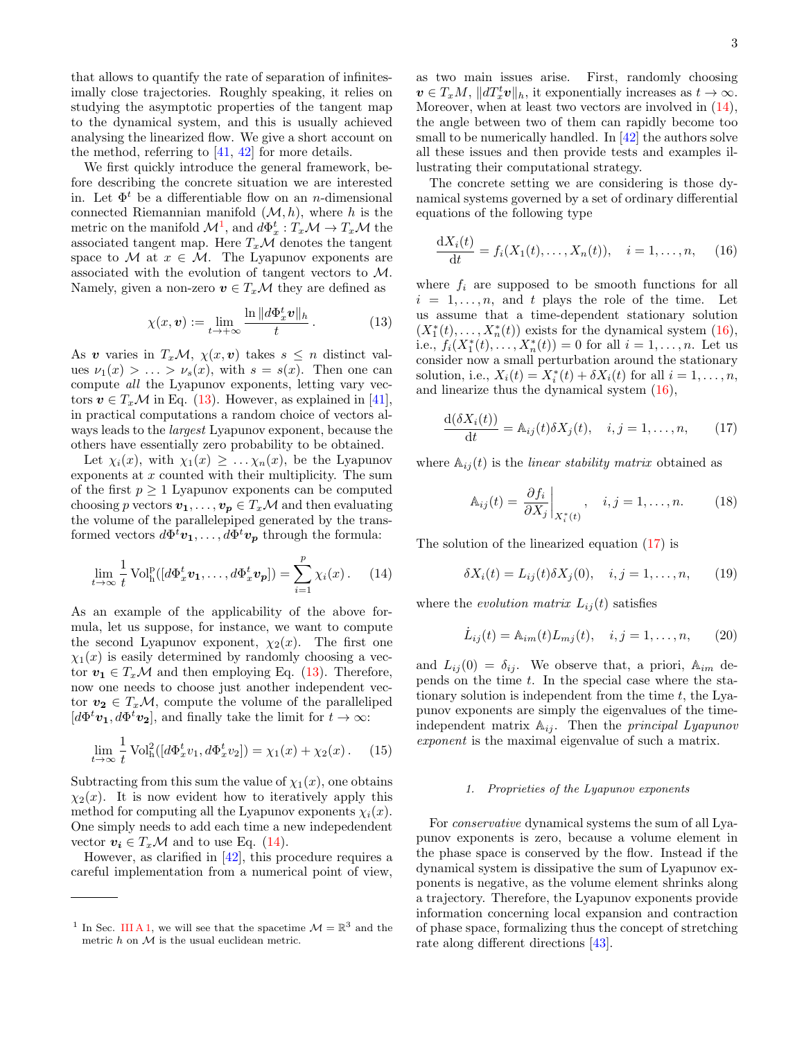that allows to quantify the rate of separation of infinitesimally close trajectories. Roughly speaking, it relies on studying the asymptotic properties of the tangent map to the dynamical system, and this is usually achieved analysing the linearized flow. We give a short account on the method, referring to [41, 42] for more details.

We first quickly introduce the general framework, before describing the concrete situation we are interested in. Let $\Phi^t$ be a differentiable flow on an $n$-dimensional connected Riemannian manifold $(\mathcal{M}, h)$, where $h$ is the metric on the manifold $\mathcal{M}$[1], and $d\Phi^t_x : T_x\mathcal{M} \to T_x\mathcal{M}$ the associated tangent map. Here $T_x\mathcal{M}$ denotes the tangent space to $\mathcal{M}$ at $x \in \mathcal{M}$. The Lyapunov exponents are associated with the evolution of tangent vectors to $\mathcal{M}$. Namely, given a non-zero $\boldsymbol{v} \in T_x\mathcal{M}$ they are defined as

$$\chi(x, \boldsymbol{v}) := \lim_{t\to+\infty} \frac{\ln \|d\Phi^t_x \boldsymbol{v}\|_h}{t}\,. \tag{13}$$

As $\boldsymbol{v}$ varies in $T_x\mathcal{M}$, $\chi(x, \boldsymbol{v})$ takes $s \leq n$ distinct values $\nu_1(x) > \ldots > \nu_s(x)$, with $s = s(x)$. Then one can compute *all* the Lyapunov exponents, letting vary vectors $\boldsymbol{v} \in T_x\mathcal{M}$ in Eq. (13). However, as explained in [41], in practical computations a random choice of vectors always leads to the *largest* Lyapunov exponent, because the others have essentially zero probability to be obtained.

Let $\chi_i(x)$, with $\chi_1(x) \geq \ldots \chi_n(x)$, be the Lyapunov exponents at $x$ counted with their multiplicity. The sum of the first $p \geq 1$ Lyapunov exponents can be computed choosing $p$ vectors $\boldsymbol{v_1}, \ldots, \boldsymbol{v_p} \in T_x\mathcal{M}$ and then evaluating the volume of the parallelepiped generated by the transformed vectors $d\Phi^t\boldsymbol{v_1}, \ldots, d\Phi^t\boldsymbol{v_p}$ through the formula:

$$\lim_{t\to\infty} \frac{1}{t} \mathrm{Vol}^{\mathrm{p}}_{\mathrm{h}}([d\Phi^t_x\boldsymbol{v_1}, \ldots, d\Phi^t_x\boldsymbol{v_p}]) = \sum_{i=1}^{p} \chi_i(x)\,. \tag{14}$$

As an example of the applicability of the above formula, let us suppose, for instance, we want to compute the second Lyapunov exponent, $\chi_2(x)$. The first one $\chi_1(x)$ is easily determined by randomly choosing a vector $\boldsymbol{v_1} \in T_x\mathcal{M}$ and then employing Eq. (13). Therefore, now one needs to choose just another independent vector $\boldsymbol{v_2} \in T_x\mathcal{M}$, compute the volume of the paralleliped $[d\Phi^t\boldsymbol{v_1}, d\Phi^t\boldsymbol{v_2}]$, and finally take the limit for $t \to \infty$:

$$\lim_{t\to\infty} \frac{1}{t} \mathrm{Vol}^2_{\mathrm{h}}([d\Phi^t_x v_1, d\Phi^t_x v_2]) = \chi_1(x) + \chi_2(x)\,. \tag{15}$$

Subtracting from this sum the value of $\chi_1(x)$, one obtains $\chi_2(x)$. It is now evident how to iteratively apply this method for computing all the Lyapunov exponents $\chi_i(x)$. One simply needs to add each time a new indepedendent vector $\boldsymbol{v_i} \in T_x\mathcal{M}$ and to use Eq. (14).

However, as clarified in [42], this procedure requires a careful implementation from a numerical point of view, as two main issues arise. First, randomly choosing $\boldsymbol{v} \in T_xM$, $\|dT^t_x\boldsymbol{v}\|_h$, it exponentially increases as $t \to \infty$. Moreover, when at least two vectors are involved in (14), the angle between two of them can rapidly become too small to be numerically handled. In [42] the authors solve all these issues and then provide tests and examples illustrating their computational strategy.

The concrete setting we are considering is those dynamical systems governed by a set of ordinary differential equations of the following type

$$\frac{\mathrm{d}X_i(t)}{\mathrm{d}t} = f_i(X_1(t), \ldots, X_n(t)), \quad i = 1, \ldots, n, \tag{16}$$

where $f_i$ are supposed to be smooth functions for all $i = 1, \ldots, n$, and $t$ plays the role of the time. Let us assume that a time-dependent stationary solution $(X^*_1(t), \ldots, X^*_n(t))$ exists for the dynamical system (16), i.e., $f_i(X^*_1(t), \ldots, X^*_n(t)) = 0$ for all $i = 1, \ldots, n$. Let us consider now a small perturbation around the stationary solution, i.e., $X_i(t) = X^*_i(t) + \delta X_i(t)$ for all $i = 1, \ldots, n$, and linearize thus the dynamical system (16),

$$\frac{\mathrm{d}(\delta X_i(t))}{\mathrm{d}t} = \mathbb{A}_{ij}(t)\delta X_j(t), \quad i, j = 1, \ldots, n, \tag{17}$$

where $\mathbb{A}_{ij}(t)$ is the *linear stability matrix* obtained as

$$\mathbb{A}_{ij}(t) = \left.\frac{\partial f_i}{\partial X_j}\right|_{X^*_i(t)}, \quad i, j = 1, \ldots, n. \tag{18}$$

The solution of the linearized equation (17) is

$$\delta X_i(t) = L_{ij}(t)\delta X_j(0), \quad i, j = 1, \ldots, n, \tag{19}$$

where the *evolution matrix* $L_{ij}(t)$ satisfies

$$\dot{L}_{ij}(t) = \mathbb{A}_{im}(t)L_{mj}(t), \quad i, j = 1, \ldots, n, \tag{20}$$

and $L_{ij}(0) = \delta_{ij}$. We observe that, a priori, $\mathbb{A}_{im}$ depends on the time $t$. In the special case where the stationary solution is independent from the time $t$, the Lyapunov exponents are simply the eigenvalues of the time-independent matrix $\mathbb{A}_{ij}$. Then the *principal Lyapunov exponent* is the maximal eigenvalue of such a matrix.

#### 1. Proprieties of the Lyapunov exponents

For *conservative* dynamical systems the sum of all Lyapunov exponents is zero, because a volume element in the phase space is conserved by the flow. Instead if the dynamical system is dissipative the sum of Lyapunov exponents is negative, as the volume element shrinks along a trajectory. Therefore, the Lyapunov exponents provide information concerning local expansion and contraction of phase space, formalizing thus the concept of stretching rate along different directions [43].

[1] In Sec. III A 1, we will see that the spacetime $\mathcal{M} = \mathbb{R}^3$ and the metric $h$ on $\mathcal{M}$ is the usual euclidean metric.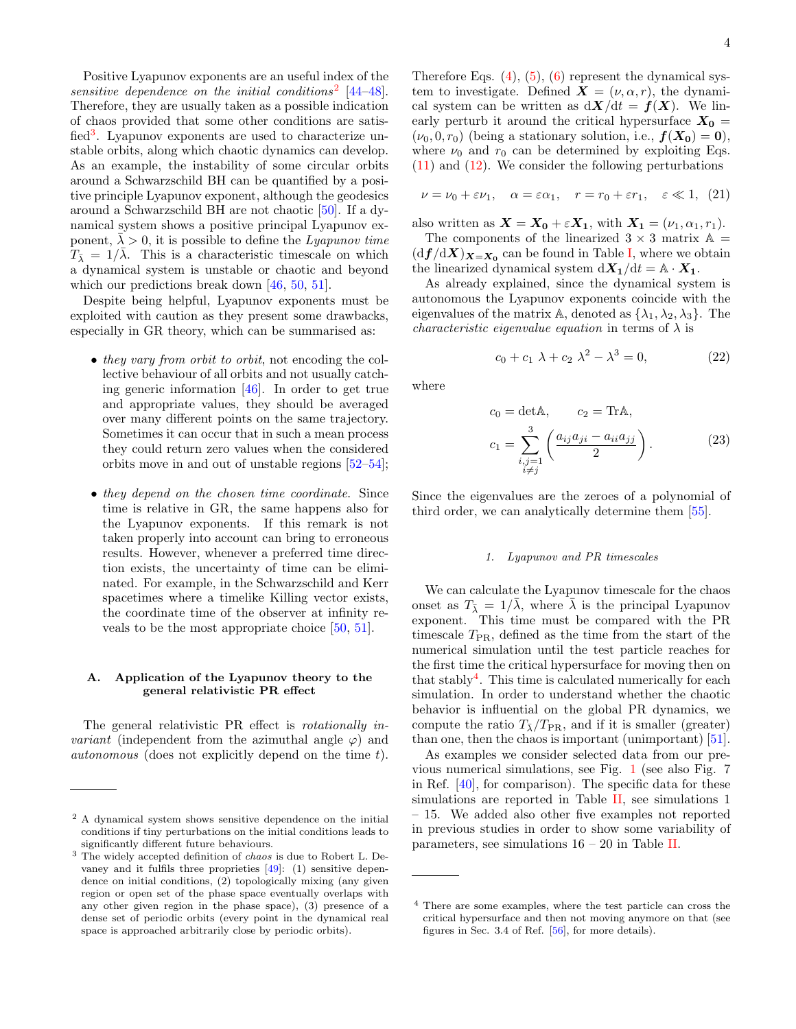Positive Lyapunov exponents are an useful index of the *sensitive dependence on the initial conditions*[2] [44–48]. Therefore, they are usually taken as a possible indication of chaos provided that some other conditions are satisfied[3]. Lyapunov exponents are used to characterize unstable orbits, along which chaotic dynamics can develop. As an example, the instability of some circular orbits around a Schwarzschild BH can be quantified by a positive principle Lyapunov exponent, although the geodesics around a Schwarzschild BH are not chaotic [50]. If a dynamical system shows a positive principal Lyapunov exponent, $\bar{\lambda} > 0$, it is possible to define the *Lyapunov time* $T_{\bar{\lambda}} = 1/\bar{\lambda}$. This is a characteristic timescale on which a dynamical system is unstable or chaotic and beyond which our predictions break down [46, 50, 51].

Despite being helpful, Lyapunov exponents must be exploited with caution as they present some drawbacks, especially in GR theory, which can be summarised as:

- *they vary from orbit to orbit*, not encoding the collective behaviour of all orbits and not usually catching generic information [46]. In order to get true and appropriate values, they should be averaged over many different points on the same trajectory. Sometimes it can occur that in such a mean process they could return zero values when the considered orbits move in and out of unstable regions [52–54];
- *they depend on the chosen time coordinate*. Since time is relative in GR, the same happens also for the Lyapunov exponents. If this remark is not taken properly into account can bring to erroneous results. However, whenever a preferred time direction exists, the uncertainty of time can be eliminated. For example, in the Schwarzschild and Kerr spacetimes where a timelike Killing vector exists, the coordinate time of the observer at infinity reveals to be the most appropriate choice [50, 51].

### A. Application of the Lyapunov theory to the general relativistic PR effect

The general relativistic PR effect is *rotationally invariant* (independent from the azimuthal angle $\varphi$) and *autonomous* (does not explicitly depend on the time $t$). Therefore Eqs. (4), (5), (6) represent the dynamical system to investigate. Defined $\boldsymbol{X} = (\nu, \alpha, r)$, the dynamical system can be written as $\mathrm{d}\boldsymbol{X}/\mathrm{d}t = \boldsymbol{f}(\boldsymbol{X})$. We linearly perturb it around the critical hypersurface $\boldsymbol{X_0} = (\nu_0, 0, r_0)$ (being a stationary solution, i.e., $\boldsymbol{f}(\boldsymbol{X_0}) = \boldsymbol{0}$), where $\nu_0$ and $r_0$ can be determined by exploiting Eqs. (11) and (12). We consider the following perturbations

$$\nu = \nu_0 + \varepsilon \nu_1, \quad \alpha = \varepsilon \alpha_1, \quad r = r_0 + \varepsilon r_1, \quad \varepsilon \ll 1, \tag{21}$$

also written as $\boldsymbol{X} = \boldsymbol{X_0} + \varepsilon \boldsymbol{X_1}$, with $\boldsymbol{X_1} = (\nu_1, \alpha_1, r_1)$.

The components of the linearized $3 \times 3$ matrix $\mathbb{A} = (\mathrm{d}\boldsymbol{f}/\mathrm{d}\boldsymbol{X})_{\boldsymbol{X}=\boldsymbol{X_0}}$ can be found in Table I, where we obtain the linearized dynamical system $\mathrm{d}\boldsymbol{X_1}/\mathrm{d}t = \mathbb{A} \cdot \boldsymbol{X_1}$.

As already explained, since the dynamical system is autonomous the Lyapunov exponents coincide with the eigenvalues of the matrix $\mathbb{A}$, denoted as $\{\lambda_1, \lambda_2, \lambda_3\}$. The *characteristic eigenvalue equation* in terms of $\lambda$ is

$$c_0 + c_1\ \lambda + c_2\ \lambda^2 - \lambda^3 = 0, \tag{22}$$

where

$$c_0 = \det\mathbb{A}, \qquad c_2 = \mathrm{Tr}\mathbb{A},$$
$$c_1 = \sum_{\substack{i,j=1 \\ i \neq j}}^{3} \left( \frac{a_{ij}a_{ji} - a_{ii}a_{jj}}{2} \right). \tag{23}$$

Since the eigenvalues are the zeroes of a polynomial of third order, we can analytically determine them [55].

#### 1. Lyapunov and PR timescales

We can calculate the Lyapunov timescale for the chaos onset as $T_{\bar{\lambda}} = 1/\bar{\lambda}$, where $\bar{\lambda}$ is the principal Lyapunov exponent. This time must be compared with the PR timescale $T_{\rm PR}$, defined as the time from the start of the numerical simulation until the test particle reaches for the first time the critical hypersurface for moving then on that stably[4]. This time is calculated numerically for each simulation. In order to understand whether the chaotic behavior is influential on the global PR dynamics, we compute the ratio $T_{\bar{\lambda}}/T_{\rm PR}$, and if it is smaller (greater) than one, then the chaos is important (unimportant) [51].

As examples we consider selected data from our previous numerical simulations, see Fig. 1 (see also Fig. 7 in Ref. [40], for comparison). The specific data for these simulations are reported in Table II, see simulations 1 – 15. We added also other five examples not reported in previous studies in order to show some variability of parameters, see simulations 16 – 20 in Table II.

---

[2] A dynamical system shows sensitive dependence on the initial conditions if tiny perturbations on the initial conditions leads to significantly different future behaviours.

[3] The widely accepted definition of *chaos* is due to Robert L. Devaney and it fulfils three proprieties [49]: (1) sensitive dependence on initial conditions, (2) topologically mixing (any given region or open set of the phase space eventually overlaps with any other given region in the phase space), (3) presence of a dense set of periodic orbits (every point in the dynamical real space is approached arbitrarily close by periodic orbits).

[4] There are some examples, where the test particle can cross the critical hypersurface and then not moving anymore on that (see figures in Sec. 3.4 of Ref. [56], for more details).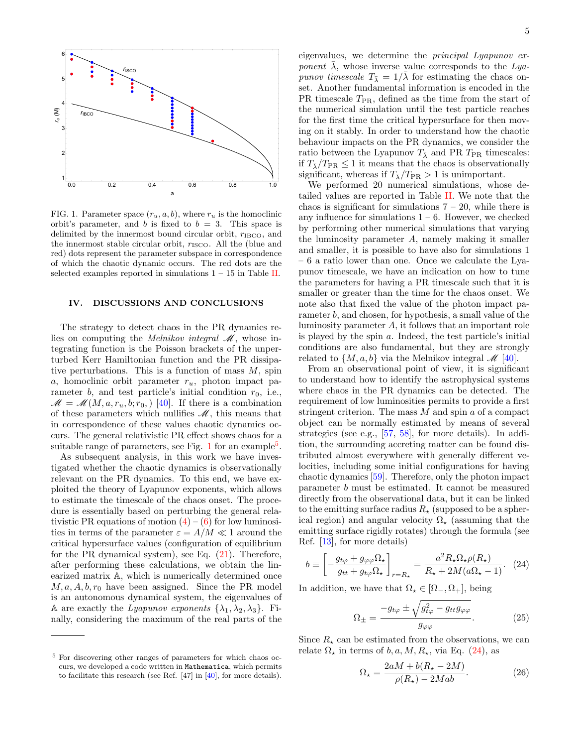FIG. 1. Parameter space $(r_u, a, b)$, where $r_u$ is the homoclinic orbit's parameter, and $b$ is fixed to $b = 3$. This space is delimited by the innermost bound circular orbit, $r_{\rm IBCO}$, and the innermost stable circular orbit, $r_{\rm ISCO}$. All the (blue and red) dots represent the parameter subspace in correspondence of which the chaotic dynamic occurs. The red dots are the selected examples reported in simulations 1 – 15 in Table II.

## IV. DISCUSSIONS AND CONCLUSIONS

The strategy to detect chaos in the PR dynamics relies on computing the *Melnikov integral* $\mathscr{M}$, whose integrating function is the Poisson brackets of the unperturbed Kerr Hamiltonian function and the PR dissipative perturbations. This is a function of mass $M$, spin $a$, homoclinic orbit parameter $r_u$, photon impact parameter $b$, and test particle's initial condition $r_0$, i.e., $\mathscr{M} = \mathscr{M}(M, a, r_u, b; r_0,)$ [40]. If there is a combination of these parameters which nullifies $\mathscr{M}$, this means that in correspondence of these values chaotic dynamics occurs. The general relativistic PR effect shows chaos for a suitable range of parameters, see Fig. 1 for an example[5].

As subsequent analysis, in this work we have investigated whether the chaotic dynamics is observationally relevant on the PR dynamics. To this end, we have exploited the theory of Lyapunov exponents, which allows to estimate the timescale of the chaos onset. The procedure is essentially based on perturbing the general relativistic PR equations of motion (4) – (6) for low luminosities in terms of the parameter $\varepsilon = A/M \ll 1$ around the critical hypersurface values (configuration of equilibrium for the PR dynamical system), see Eq. (21). Therefore, after performing these calculations, we obtain the linearized matrix $\mathbb{A}$, which is numerically determined once $M, a, A, b, r_0$ have been assigned. Since the PR model is an autonomous dynamical system, the eigenvalues of $\mathbb{A}$ are exactly the *Lyapunov exponents* $\{\lambda_1, \lambda_2, \lambda_3\}$. Finally, considering the maximum of the real parts of the eigenvalues, we determine the *principal Lyapunov exponent* $\bar{\lambda}$, whose inverse value corresponds to the *Lyapunov timescale* $T_{\bar{\lambda}} = 1/\bar{\lambda}$ for estimating the chaos onset. Another fundamental information is encoded in the PR timescale $T_{\rm PR}$, defined as the time from the start of the numerical simulation until the test particle reaches for the first time the critical hypersurface for then moving on it stably. In order to understand how the chaotic behaviour impacts on the PR dynamics, we consider the ratio between the Lyapunov $T_{\bar{\lambda}}$ and PR $T_{\rm PR}$ timescales: if $T_{\bar{\lambda}}/T_{\rm PR} \le 1$ it means that the chaos is observationally significant, whereas if $T_{\bar{\lambda}}/T_{\rm PR} > 1$ is unimportant.

We performed 20 numerical simulations, whose detailed values are reported in Table II. We note that the chaos is significant for simulations 7 – 20, while there is any influence for simulations 1 – 6. However, we checked by performing other numerical simulations that varying the luminosity parameter $A$, namely making it smaller and smaller, it is possible to have also for simulations 1 – 6 a ratio lower than one. Once we calculate the Lyapunov timescale, we have an indication on how to tune the parameters for having a PR timescale such that it is smaller or greater than the time for the chaos onset. We note also that fixed the value of the photon impact parameter $b$, and chosen, for hypothesis, a small value of the luminosity parameter $A$, it follows that an important role is played by the spin $a$. Indeed, the test particle's initial conditions are also fundamental, but they are strongly related to $\{M, a, b\}$ via the Melnikov integral $\mathscr{M}$ [40].

From an observational point of view, it is significant to understand how to identify the astrophysical systems where chaos in the PR dynamics can be detected. The requirement of low luminosities permits to provide a first stringent criterion. The mass $M$ and spin $a$ of a compact object can be normally estimated by means of several strategies (see e.g., [57, 58], for more details). In addition, the surrounding accreting matter can be found distributed almost everywhere with generally different velocities, including some initial configurations for having chaotic dynamics [59]. Therefore, only the photon impact parameter $b$ must be estimated. It cannot be measured directly from the observational data, but it can be linked to the emitting surface radius $R_\star$ (supposed to be a spherical region) and angular velocity $\Omega_\star$ (assuming that the emitting surface rigidly rotates) through the formula (see Ref. [13], for more details)

$$b \equiv \left[-\frac{g_{t\varphi} + g_{\varphi\varphi}\Omega_\star}{g_{tt} + g_{t\varphi}\Omega_\star}\right]_{r=R_\star} = \frac{a^2 R_\star \Omega_\star \rho(R_\star)}{R_\star + 2M(a\Omega_\star - 1)}. \quad (24)$$

In addition, we have that $\Omega_\star \in [\Omega_-, \Omega_+]$, being

$$\Omega_\pm = \frac{-g_{t\varphi} \pm \sqrt{g_{t\varphi}^2 - g_{tt}g_{\varphi\varphi}}}{g_{\varphi\varphi}}. \quad (25)$$

Since $R_\star$ can be estimated from the observations, we can relate $\Omega_\star$ in terms of $b, a, M, R_\star$, via Eq. (24), as

$$\Omega_\star = \frac{2aM + b(R_\star - 2M)}{\rho(R_\star) - 2Mab}. \quad (26)$$

[5] For discovering other ranges of parameters for which chaos occurs, we developed a code written in `Mathematica`, which permits to facilitate this research (see Ref. [47] in [40], for more details).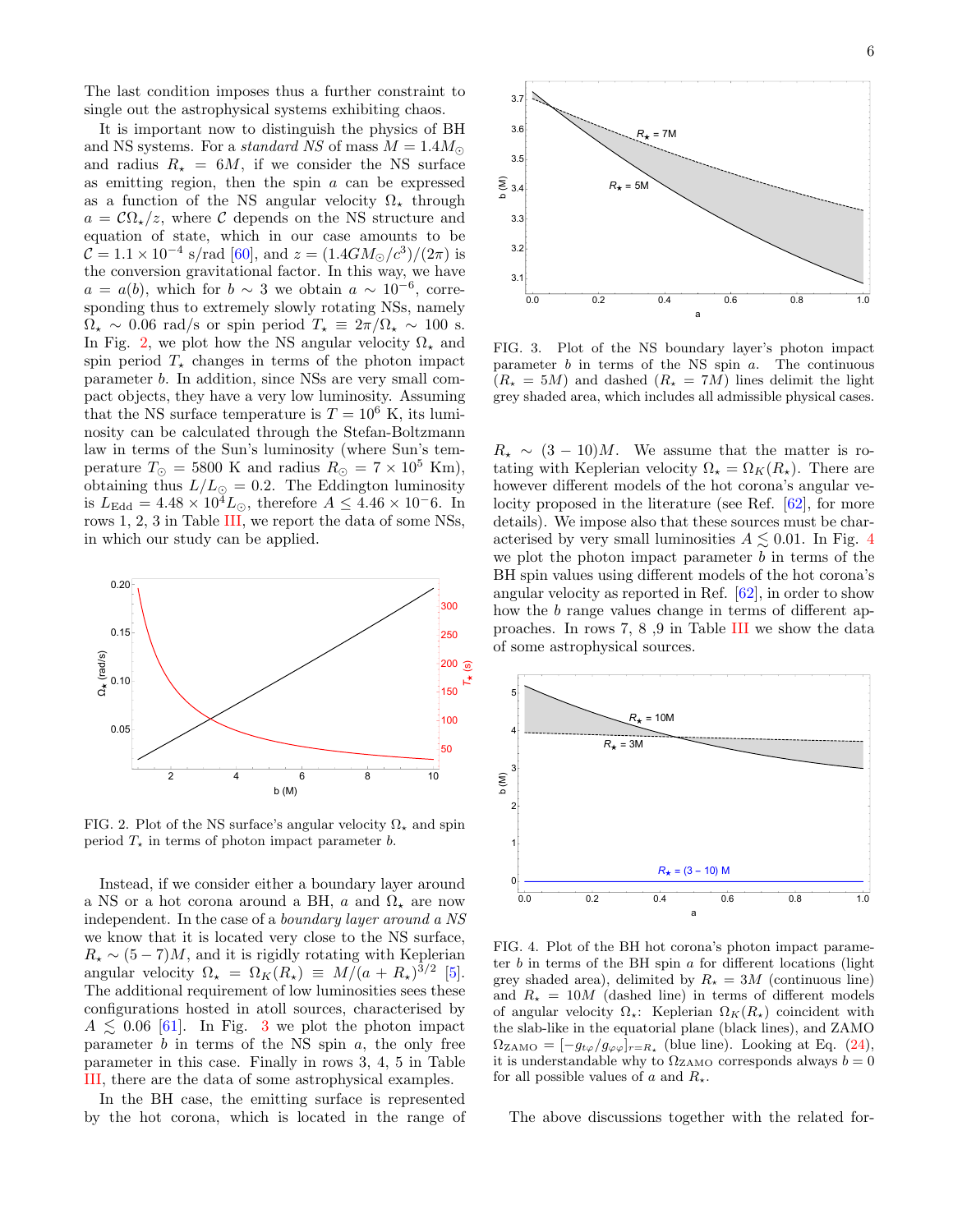The last condition imposes thus a further constraint to single out the astrophysical systems exhibiting chaos.

It is important now to distinguish the physics of BH and NS systems. For a *standard NS* of mass $M = 1.4M_\odot$ and radius $R_\star = 6M$, if we consider the NS surface as emitting region, then the spin $a$ can be expressed as a function of the NS angular velocity $\Omega_\star$ through $a = \mathcal{C}\Omega_\star/z$, where $\mathcal{C}$ depends on the NS structure and equation of state, which in our case amounts to be $\mathcal{C} = 1.1 \times 10^{-4}$ s/rad [60], and $z = (1.4GM_\odot/c^3)/(2\pi)$ is the conversion gravitational factor. In this way, we have $a = a(b)$, which for $b \sim 3$ we obtain $a \sim 10^{-6}$, corresponding thus to extremely slowly rotating NSs, namely $\Omega_\star \sim 0.06$ rad/s or spin period $T_\star \equiv 2\pi/\Omega_\star \sim 100$ s. In Fig. 2, we plot how the NS angular velocity $\Omega_\star$ and spin period $T_\star$ changes in terms of the photon impact parameter $b$. In addition, since NSs are very small compact objects, they have a very low luminosity. Assuming that the NS surface temperature is $T = 10^6$ K, its luminosity can be calculated through the Stefan-Boltzmann law in terms of the Sun's luminosity (where Sun's temperature $T_\odot = 5800$ K and radius $R_\odot = 7 \times 10^5$ Km), obtaining thus $L/L_\odot = 0.2$. The Eddington luminosity is $L_{\rm Edd} = 4.48 \times 10^4 L_\odot$, therefore $A \leq 4.46 \times 10{-}6$. In rows 1, 2, 3 in Table III, we report the data of some NSs, in which our study can be applied.

FIG. 2. Plot of the NS surface's angular velocity $\Omega_\star$ and spin period $T_\star$ in terms of photon impact parameter $b$.

Instead, if we consider either a boundary layer around a NS or a hot corona around a BH, $a$ and $\Omega_\star$ are now independent. In the case of a *boundary layer around a NS* we know that it is located very close to the NS surface, $R_\star \sim (5-7)M$, and it is rigidly rotating with Keplerian angular velocity $\Omega_\star = \Omega_K(R_\star) \equiv M/(a + R_\star)^{3/2}$ [5]. The additional requirement of low luminosities sees these configurations hosted in atoll sources, characterised by $A \lesssim 0.06$ [61]. In Fig. 3 we plot the photon impact parameter $b$ in terms of the NS spin $a$, the only free parameter in this case. Finally in rows 3, 4, 5 in Table III, there are the data of some astrophysical examples.

In the BH case, the emitting surface is represented by the hot corona, which is located in the range of $R_\star \sim (3-10)M$. We assume that the matter is rotating with Keplerian velocity $\Omega_\star = \Omega_K(R_\star)$. There are however different models of the hot corona's angular velocity proposed in the literature (see Ref. [62], for more details). We impose also that these sources must be characterised by very small luminosities $A \lesssim 0.01$. In Fig. 4 we plot the photon impact parameter $b$ in terms of the BH spin values using different models of the hot corona's angular velocity as reported in Ref. [62], in order to show how the $b$ range values change in terms of different approaches. In rows 7, 8 ,9 in Table III we show the data of some astrophysical sources.

FIG. 3. Plot of the NS boundary layer's photon impact parameter $b$ in terms of the NS spin $a$. The continuous ($R_\star = 5M$) and dashed ($R_\star = 7M$) lines delimit the light grey shaded area, which includes all admissible physical cases.

FIG. 4. Plot of the BH hot corona's photon impact parameter $b$ in terms of the BH spin $a$ for different locations (light grey shaded area), delimited by $R_\star = 3M$ (continuous line) and $R_\star = 10M$ (dashed line) in terms of different models of angular velocity $\Omega_\star$: Keplerian $\Omega_K(R_\star)$ coincident with the slab-like in the equatorial plane (black lines), and ZAMO $\Omega_{\rm ZAMO} = [-g_{t\varphi}/g_{\varphi\varphi}]_{r=R_\star}$ (blue line). Looking at Eq. (24), it is understandable why to $\Omega_{\rm ZAMO}$ corresponds always $b = 0$ for all possible values of $a$ and $R_\star$.

The above discussions together with the related for-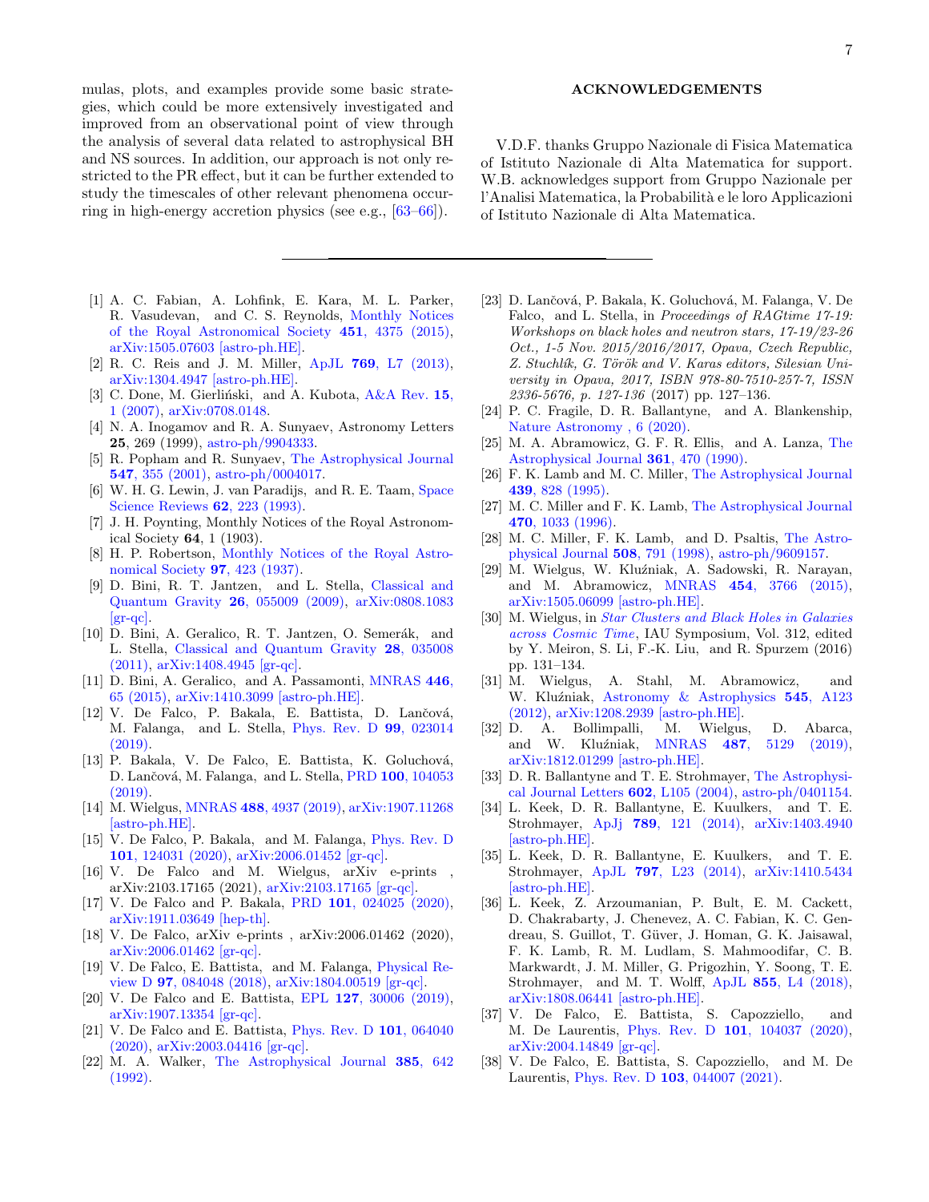mulas, plots, and examples provide some basic strategies, which could be more extensively investigated and improved from an observational point of view through the analysis of several data related to astrophysical BH and NS sources. In addition, our approach is not only restricted to the PR effect, but it can be further extended to study the timescales of other relevant phenomena occurring in high-energy accretion physics (see e.g., [63–66]).

## ACKNOWLEDGEMENTS

V.D.F. thanks Gruppo Nazionale di Fisica Matematica of Istituto Nazionale di Alta Matematica for support. W.B. acknowledges support from Gruppo Nazionale per l'Analisi Matematica, la Probabilità e le loro Applicazioni of Istituto Nazionale di Alta Matematica.

---

[1] A. C. Fabian, A. Lohfink, E. Kara, M. L. Parker, R. Vasudevan, and C. S. Reynolds, Monthly Notices of the Royal Astronomical Society **451**, 4375 (2015), arXiv:1505.07603 [astro-ph.HE].

[2] R. C. Reis and J. M. Miller, ApJL **769**, L7 (2013), arXiv:1304.4947 [astro-ph.HE].

[3] C. Done, M. Gierliński, and A. Kubota, A&A Rev. **15**, 1 (2007), arXiv:0708.0148.

[4] N. A. Inogamov and R. A. Sunyaev, Astronomy Letters **25**, 269 (1999), astro-ph/9904333.

[5] R. Popham and R. Sunyaev, The Astrophysical Journal **547**, 355 (2001), astro-ph/0004017.

[6] W. H. G. Lewin, J. van Paradijs, and R. E. Taam, Space Science Reviews **62**, 223 (1993).

[7] J. H. Poynting, Monthly Notices of the Royal Astronomical Society **64**, 1 (1903).

[8] H. P. Robertson, Monthly Notices of the Royal Astronomical Society **97**, 423 (1937).

[9] D. Bini, R. T. Jantzen, and L. Stella, Classical and Quantum Gravity **26**, 055009 (2009), arXiv:0808.1083 [gr-qc].

[10] D. Bini, A. Geralico, R. T. Jantzen, O. Semerák, and L. Stella, Classical and Quantum Gravity **28**, 035008 (2011), arXiv:1408.4945 [gr-qc].

[11] D. Bini, A. Geralico, and A. Passamonti, MNRAS **446**, 65 (2015), arXiv:1410.3099 [astro-ph.HE].

[12] V. De Falco, P. Bakala, E. Battista, D. Lančová, M. Falanga, and L. Stella, Phys. Rev. D **99**, 023014 (2019).

[13] P. Bakala, V. De Falco, E. Battista, K. Goluchová, D. Lančová, M. Falanga, and L. Stella, PRD **100**, 104053 (2019).

[14] M. Wielgus, MNRAS **488**, 4937 (2019), arXiv:1907.11268 [astro-ph.HE].

[15] V. De Falco, P. Bakala, and M. Falanga, Phys. Rev. D **101**, 124031 (2020), arXiv:2006.01452 [gr-qc].

[16] V. De Falco and M. Wielgus, arXiv e-prints , arXiv:2103.17165 (2021), arXiv:2103.17165 [gr-qc].

[17] V. De Falco and P. Bakala, PRD **101**, 024025 (2020), arXiv:1911.03649 [hep-th].

[18] V. De Falco, arXiv e-prints , arXiv:2006.01462 (2020), arXiv:2006.01462 [gr-qc].

[19] V. De Falco, E. Battista, and M. Falanga, Physical Review D **97**, 084048 (2018), arXiv:1804.00519 [gr-qc].

[20] V. De Falco and E. Battista, EPL **127**, 30006 (2019), arXiv:1907.13354 [gr-qc].

[21] V. De Falco and E. Battista, Phys. Rev. D **101**, 064040 (2020), arXiv:2003.04416 [gr-qc].

[22] M. A. Walker, The Astrophysical Journal **385**, 642 (1992).

[23] D. Lančová, P. Bakala, K. Goluchová, M. Falanga, V. De Falco, and L. Stella, in *Proceedings of RAGtime 17-19: Workshops on black holes and neutron stars, 17-19/23-26 Oct., 1-5 Nov. 2015/2016/2017, Opava, Czech Republic, Z. Stuchlík, G. Török and V. Karas editors, Silesian University in Opava, 2017, ISBN 978-80-7510-257-7, ISSN 2336-5676, p. 127-136* (2017) pp. 127–136.

[24] P. C. Fragile, D. R. Ballantyne, and A. Blankenship, Nature Astronomy , 6 (2020).

[25] M. A. Abramowicz, G. F. R. Ellis, and A. Lanza, The Astrophysical Journal **361**, 470 (1990).

[26] F. K. Lamb and M. C. Miller, The Astrophysical Journal **439**, 828 (1995).

[27] M. C. Miller and F. K. Lamb, The Astrophysical Journal **470**, 1033 (1996).

[28] M. C. Miller, F. K. Lamb, and D. Psaltis, The Astrophysical Journal **508**, 791 (1998), astro-ph/9609157.

[29] M. Wielgus, W. Kluźniak, A. Sadowski, R. Narayan, and M. Abramowicz, MNRAS **454**, 3766 (2015), arXiv:1505.06099 [astro-ph.HE].

[30] M. Wielgus, in *Star Clusters and Black Holes in Galaxies across Cosmic Time*, IAU Symposium, Vol. 312, edited by Y. Meiron, S. Li, F.-K. Liu, and R. Spurzem (2016) pp. 131–134.

[31] M. Wielgus, A. Stahl, M. Abramowicz, and W. Kluźniak, Astronomy & Astrophysics **545**, A123 (2012), arXiv:1208.2939 [astro-ph.HE].

[32] D. A. Bollimpalli, M. Wielgus, D. Abarca, and W. Kluźniak, MNRAS **487**, 5129 (2019), arXiv:1812.01299 [astro-ph.HE].

[33] D. R. Ballantyne and T. E. Strohmayer, The Astrophysical Journal Letters **602**, L105 (2004), astro-ph/0401154.

[34] L. Keek, D. R. Ballantyne, E. Kuulkers, and T. E. Strohmayer, ApJj **789**, 121 (2014), arXiv:1403.4940 [astro-ph.HE].

[35] L. Keek, D. R. Ballantyne, E. Kuulkers, and T. E. Strohmayer, ApJL **797**, L23 (2014), arXiv:1410.5434 [astro-ph.HE].

[36] L. Keek, Z. Arzoumanian, P. Bult, E. M. Cackett, D. Chakrabarty, J. Chenevez, A. C. Fabian, K. C. Gendreau, S. Guillot, T. Güver, J. Homan, G. K. Jaisawal, F. K. Lamb, R. M. Ludlam, S. Mahmoodifar, C. B. Markwardt, J. M. Miller, G. Prigozhin, Y. Soong, T. E. Strohmayer, and M. T. Wolff, ApJL **855**, L4 (2018), arXiv:1808.06441 [astro-ph.HE].

[37] V. De Falco, E. Battista, S. Capozziello, and M. De Laurentis, Phys. Rev. D **101**, 104037 (2020), arXiv:2004.14849 [gr-qc].

[38] V. De Falco, E. Battista, S. Capozziello, and M. De Laurentis, Phys. Rev. D **103**, 044007 (2021).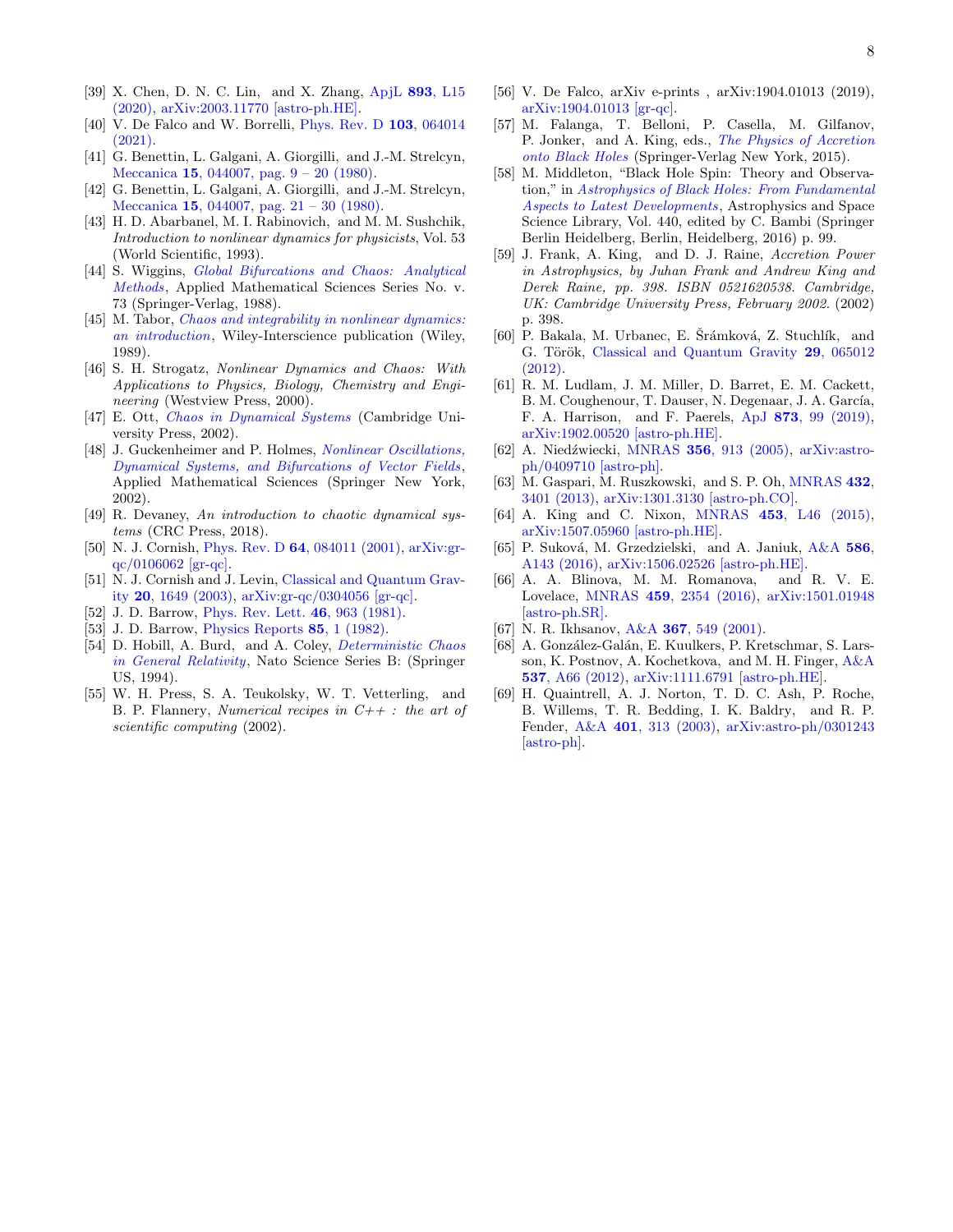[39] X. Chen, D. N. C. Lin, and X. Zhang, ApjL **893**, L15 (2020), arXiv:2003.11770 [astro-ph.HE].

[40] V. De Falco and W. Borrelli, Phys. Rev. D **103**, 064014 (2021).

[41] G. Benettin, L. Galgani, A. Giorgilli, and J.-M. Strelcyn, Meccanica **15**, 044007, pag. 9 – 20 (1980).

[42] G. Benettin, L. Galgani, A. Giorgilli, and J.-M. Strelcyn, Meccanica **15**, 044007, pag. 21 – 30 (1980).

[43] H. D. Abarbanel, M. I. Rabinovich, and M. M. Sushchik, *Introduction to nonlinear dynamics for physicists*, Vol. 53 (World Scientific, 1993).

[44] S. Wiggins, *Global Bifurcations and Chaos: Analytical Methods*, Applied Mathematical Sciences Series No. v. 73 (Springer-Verlag, 1988).

[45] M. Tabor, *Chaos and integrability in nonlinear dynamics: an introduction*, Wiley-Interscience publication (Wiley, 1989).

[46] S. H. Strogatz, *Nonlinear Dynamics and Chaos: With Applications to Physics, Biology, Chemistry and Engineering* (Westview Press, 2000).

[47] E. Ott, *Chaos in Dynamical Systems* (Cambridge University Press, 2002).

[48] J. Guckenheimer and P. Holmes, *Nonlinear Oscillations, Dynamical Systems, and Bifurcations of Vector Fields*, Applied Mathematical Sciences (Springer New York, 2002).

[49] R. Devaney, *An introduction to chaotic dynamical systems* (CRC Press, 2018).

[50] N. J. Cornish, Phys. Rev. D **64**, 084011 (2001), arXiv:gr-qc/0106062 [gr-qc].

[51] N. J. Cornish and J. Levin, Classical and Quantum Gravity **20**, 1649 (2003), arXiv:gr-qc/0304056 [gr-qc].

[52] J. D. Barrow, Phys. Rev. Lett. **46**, 963 (1981).

[53] J. D. Barrow, Physics Reports **85**, 1 (1982).

[54] D. Hobill, A. Burd, and A. Coley, *Deterministic Chaos in General Relativity*, Nato Science Series B: (Springer US, 1994).

[55] W. H. Press, S. A. Teukolsky, W. T. Vetterling, and B. P. Flannery, *Numerical recipes in C++ : the art of scientific computing* (2002).

[56] V. De Falco, arXiv e-prints , arXiv:1904.01013 (2019), arXiv:1904.01013 [gr-qc].

[57] M. Falanga, T. Belloni, P. Casella, M. Gilfanov, P. Jonker, and A. King, eds., *The Physics of Accretion onto Black Holes* (Springer-Verlag New York, 2015).

[58] M. Middleton, "Black Hole Spin: Theory and Observation," in *Astrophysics of Black Holes: From Fundamental Aspects to Latest Developments*, Astrophysics and Space Science Library, Vol. 440, edited by C. Bambi (Springer Berlin Heidelberg, Berlin, Heidelberg, 2016) p. 99.

[59] J. Frank, A. King, and D. J. Raine, *Accretion Power in Astrophysics, by Juhan Frank and Andrew King and Derek Raine, pp. 398. ISBN 0521620538. Cambridge, UK: Cambridge University Press, February 2002.* (2002) p. 398.

[60] P. Bakala, M. Urbanec, E. Šrámková, Z. Stuchlík, and G. Török, Classical and Quantum Gravity **29**, 065012 (2012).

[61] R. M. Ludlam, J. M. Miller, D. Barret, E. M. Cackett, B. M. Coughenour, T. Dauser, N. Degenaar, J. A. García, F. A. Harrison, and F. Paerels, ApJ **873**, 99 (2019), arXiv:1902.00520 [astro-ph.HE].

[62] A. Niedźwiecki, MNRAS **356**, 913 (2005), arXiv:astro-ph/0409710 [astro-ph].

[63] M. Gaspari, M. Ruszkowski, and S. P. Oh, MNRAS **432**, 3401 (2013), arXiv:1301.3130 [astro-ph.CO].

[64] A. King and C. Nixon, MNRAS **453**, L46 (2015), arXiv:1507.05960 [astro-ph.HE].

[65] P. Suková, M. Grzedzielski, and A. Janiuk, A&A **586**, A143 (2016), arXiv:1506.02526 [astro-ph.HE].

[66] A. A. Blinova, M. M. Romanova, and R. V. E. Lovelace, MNRAS **459**, 2354 (2016), arXiv:1501.01948 [astro-ph.SR].

[67] N. R. Ikhsanov, A&A **367**, 549 (2001).

[68] A. González-Galán, E. Kuulkers, P. Kretschmar, S. Larsson, K. Postnov, A. Kochetkova, and M. H. Finger, A&A **537**, A66 (2012), arXiv:1111.6791 [astro-ph.HE].

[69] H. Quaintrell, A. J. Norton, T. D. C. Ash, P. Roche, B. Willems, T. R. Bedding, I. K. Baldry, and R. P. Fender, A&A **401**, 313 (2003), arXiv:astro-ph/0301243 [astro-ph].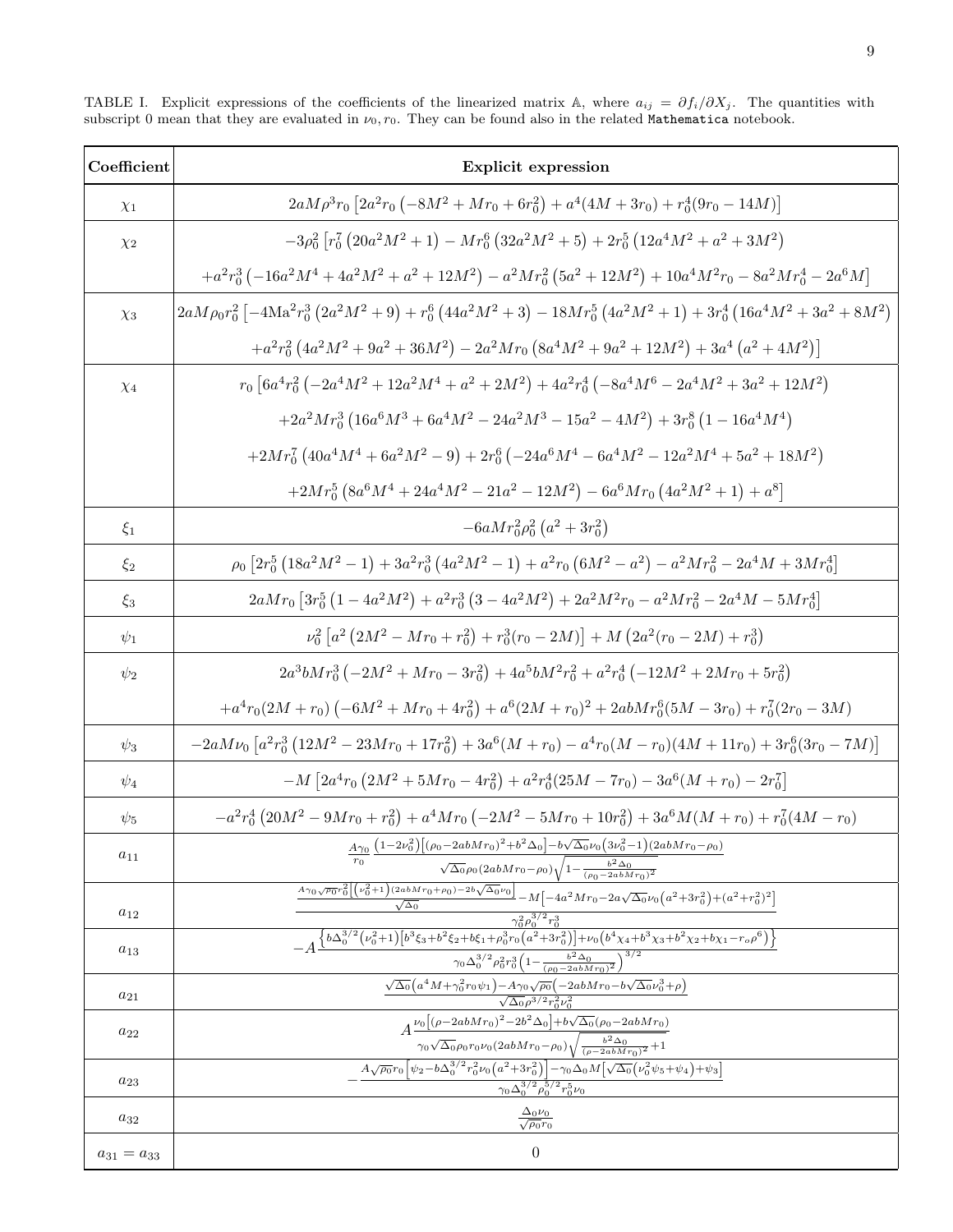TABLE I. Explicit expressions of the coefficients of the linearized matrix $\mathbb{A}$, where $a_{ij} = \partial f_i/\partial X_j$. The quantities with subscript 0 mean that they are evaluated in $\nu_0, r_0$. They can be found also in the related `Mathematica` notebook.

| **Coefficient** | **Explicit expression** |
|---|---|
| $\chi_1$ | $2aM\rho^3 r_0\left[2a^2 r_0\left(-8M^2+Mr_0+6r_0^2\right)+a^4(4M+3r_0)+r_0^4(9r_0-14M)\right]$ |
| $\chi_2$ | $-3\rho_0^2\left[r_0^7\left(20a^2M^2+1\right)-Mr_0^6\left(32a^2M^2+5\right)+2r_0^5\left(12a^4M^2+a^2+3M^2\right)\right.$ $\left.+a^2r_0^3\left(-16a^2M^4+4a^2M^2+a^2+12M^2\right)-a^2Mr_0^2\left(5a^2+12M^2\right)+10a^4M^2r_0-8a^2Mr_0^4-2a^6M\right]$ |
| $\chi_3$ | $2aM\rho_0 r_0^2\left[-4\mathrm{M}a^2r_0^3\left(2a^2M^2+9\right)+r_0^6\left(44a^2M^2+3\right)-18Mr_0^5\left(4a^2M^2+1\right)+3r_0^4\left(16a^4M^2+3a^2+8M^2\right)\right.$ $\left.+a^2r_0^2\left(4a^2M^2+9a^2+36M^2\right)-2a^2Mr_0\left(8a^4M^2+9a^2+12M^2\right)+3a^4\left(a^2+4M^2\right)\right]$ |
| $\chi_4$ | $r_0\left[6a^4r_0^2\left(-2a^4M^2+12a^2M^4+a^2+2M^2\right)+4a^2r_0^4\left(-8a^4M^6-2a^4M^2+3a^2+12M^2\right)\right.$ $+2a^2Mr_0^3\left(16a^6M^3+6a^4M^2-24a^2M^3-15a^2-4M^2\right)+3r_0^8\left(1-16a^4M^4\right)$ $+2Mr_0^7\left(40a^4M^4+6a^2M^2-9\right)+2r_0^6\left(-24a^6M^4-6a^4M^2-12a^2M^4+5a^2+18M^2\right)$ $\left.+2Mr_0^5\left(8a^6M^4+24a^4M^2-21a^2-12M^2\right)-6a^6Mr_0\left(4a^2M^2+1\right)+a^8\right]$ |
| $\xi_1$ | $-6aMr_0^2\rho_0^2\left(a^2+3r_0^2\right)$ |
| $\xi_2$ | $\rho_0\left[2r_0^5\left(18a^2M^2-1\right)+3a^2r_0^3\left(4a^2M^2-1\right)+a^2r_0\left(6M^2-a^2\right)-a^2Mr_0^2-2a^4M+3Mr_0^4\right]$ |
| $\xi_3$ | $2aMr_0\left[3r_0^5\left(1-4a^2M^2\right)+a^2r_0^3\left(3-4a^2M^2\right)+2a^2M^2r_0-a^2Mr_0^2-2a^4M-5Mr_0^4\right]$ |
| $\psi_1$ | $\nu_0^2\left[a^2\left(2M^2-Mr_0+r_0^2\right)+r_0^3(r_0-2M)\right]+M\left(2a^2(r_0-2M)+r_0^3\right)$ |
| $\psi_2$ | $2a^3bMr_0^3\left(-2M^2+Mr_0-3r_0^2\right)+4a^5bM^2r_0^2+a^2r_0^4\left(-12M^2+2Mr_0+5r_0^2\right)$ $+a^4r_0(2M+r_0)\left(-6M^2+Mr_0+4r_0^2\right)+a^6(2M+r_0)^2+2abMr_0^6(5M-3r_0)+r_0^7(2r_0-3M)$ |
| $\psi_3$ | $-2aM\nu_0\left[a^2r_0^3\left(12M^2-23Mr_0+17r_0^2\right)+3a^6(M+r_0)-a^4r_0(M-r_0)(4M+11r_0)+3r_0^6(3r_0-7M)\right]$ |
| $\psi_4$ | $-M\left[2a^4r_0\left(2M^2+5Mr_0-4r_0^2\right)+a^2r_0^4(25M-7r_0)-3a^6(M+r_0)-2r_0^7\right]$ |
| $\psi_5$ | $-a^2r_0^4\left(20M^2-9Mr_0+r_0^2\right)+a^4Mr_0\left(-2M^2-5Mr_0+10r_0^2\right)+3a^6M(M+r_0)+r_0^7(4M-r_0)$ |
| $a_{11}$ | $\frac{A\gamma_0}{r_0}\frac{\left(1-2\nu_0^2\right)\left[(\rho_0-2abMr_0)^2+b^2\Delta_0\right]-b\sqrt{\Delta_0}\nu_0\left(3\nu_0^2-1\right)(2abMr_0-\rho_0)}{\sqrt{\Delta_0}\rho_0(2abMr_0-\rho_0)\sqrt{1-\frac{b^2\Delta_0}{(\rho_0-2abMr_0)^2}}}$ |
| $a_{12}$ | $\frac{\frac{A\gamma_0\sqrt{\rho_0}r_0^2\left[\left(\nu_0^2+1\right)(2abMr_0+\rho_0)-2b\sqrt{\Delta_0}\nu_0\right]}{\sqrt{\Delta_0}}-M\left[-4a^2Mr_0-2a\sqrt{\Delta_0}\nu_0\left(a^2+3r_0^2\right)+\left(a^2+r_0^2\right)^2\right]}{\gamma_0^2\rho_0^{3/2}r_0^3}$ |
| $a_{13}$ | $-A\frac{\left\{b\Delta_0^{3/2}\left(\nu_0^2+1\right)\left[b^3\xi_3+b^2\xi_2+b\xi_1+\rho_0^3r_0\left(a^2+3r_0^2\right)\right]+\nu_0\left(b^4\chi_4+b^3\chi_3+b^2\chi_2+b\chi_1-r_o\rho^6\right)\right\}}{\gamma_0\Delta_0^{3/2}\rho_0^2r_0^3\left(1-\frac{b^2\Delta_0}{(\rho_0-2abMr_0)^2}\right)^{3/2}}$ |
| $a_{21}$ | $\frac{\sqrt{\Delta_0}\left(a^4M+\gamma_0^2r_0\psi_1\right)-A\gamma_0\sqrt{\rho_0}\left(-2abMr_0-b\sqrt{\Delta_0}\nu_0^3+\rho\right)}{\sqrt{\Delta_0}\rho^{3/2}r_0^2\nu_0^2}$ |
| $a_{22}$ | $A\frac{\nu_0\left[(\rho-2abMr_0)^2-2b^2\Delta_0\right]+b\sqrt{\Delta_0}(\rho_0-2abMr_0)}{\gamma_0\sqrt{\Delta_0}\rho_0r_0\nu_0(2abMr_0-\rho_0)\sqrt{\frac{b^2\Delta_0}{(\rho-2abMr_0)^2}+1}}$ |
| $a_{23}$ | $-\frac{A\sqrt{\rho_0}r_0\left[\psi_2-b\Delta_0^{3/2}r_0^2\nu_0\left(a^2+3r_0^2\right)\right]-\gamma_0\Delta_0M\left[\sqrt{\Delta_0}\left(\nu_0^2\psi_5+\psi_4\right)+\psi_3\right]}{\gamma_0\Delta_0^{3/2}\rho_0^{5/2}r_0^5\nu_0}$ |
| $a_{32}$ | $\frac{\Delta_0\nu_0}{\sqrt{\rho_0}r_0}$ |
| $a_{31}=a_{33}$ | $0$ |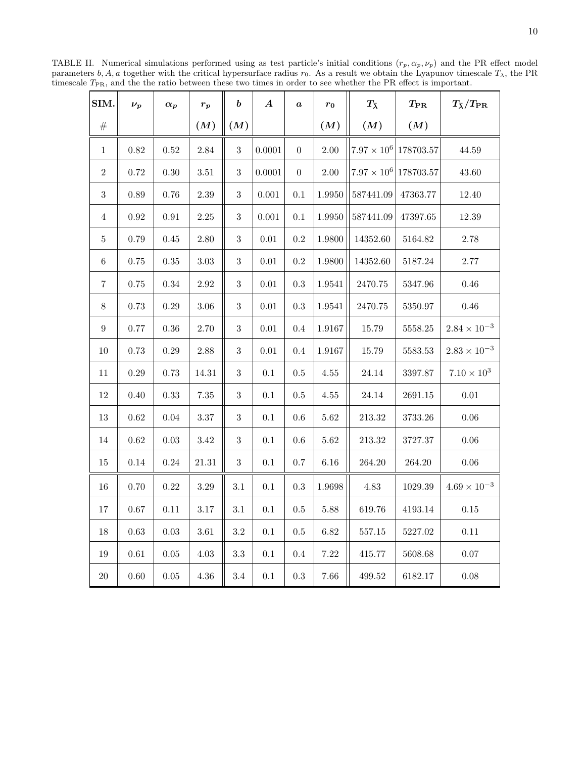TABLE II. Numerical simulations performed using as test particle's initial conditions $(r_p, \alpha_p, \nu_p)$ and the PR effect model parameters $b, A, a$ together with the critical hypersurface radius $r_0$. As a result we obtain the Lyapunov timescale $T_\lambda$, the PR timescale $T_{\rm PR}$, and the the ratio between these two times in order to see whether the PR effect is important.

| SIM. # | $\nu_p$ | $\alpha_p$ | $r_p$ $(M)$ | $b$ $(M)$ | $A$ | $a$ | $r_0$ $(M)$ | $T_{\bar{\lambda}}$ $(M)$ | $T_{\rm PR}$ $(M)$ | $T_{\bar{\lambda}}/T_{\rm PR}$ |
|---|---|---|---|---|---|---|---|---|---|---|
| 1 | 0.82 | 0.52 | 2.84 | 3 | 0.0001 | 0 | 2.00 | $7.97 \times 10^6$ | 178703.57 | 44.59 |
| 2 | 0.72 | 0.30 | 3.51 | 3 | 0.0001 | 0 | 2.00 | $7.97 \times 10^6$ | 178703.57 | 43.60 |
| 3 | 0.89 | 0.76 | 2.39 | 3 | 0.001 | 0.1 | 1.9950 | 587441.09 | 47363.77 | 12.40 |
| 4 | 0.92 | 0.91 | 2.25 | 3 | 0.001 | 0.1 | 1.9950 | 587441.09 | 47397.65 | 12.39 |
| 5 | 0.79 | 0.45 | 2.80 | 3 | 0.01 | 0.2 | 1.9800 | 14352.60 | 5164.82 | 2.78 |
| 6 | 0.75 | 0.35 | 3.03 | 3 | 0.01 | 0.2 | 1.9800 | 14352.60 | 5187.24 | 2.77 |
| 7 | 0.75 | 0.34 | 2.92 | 3 | 0.01 | 0.3 | 1.9541 | 2470.75 | 5347.96 | 0.46 |
| 8 | 0.73 | 0.29 | 3.06 | 3 | 0.01 | 0.3 | 1.9541 | 2470.75 | 5350.97 | 0.46 |
| 9 | 0.77 | 0.36 | 2.70 | 3 | 0.01 | 0.4 | 1.9167 | 15.79 | 5558.25 | $2.84 \times 10^{-3}$ |
| 10 | 0.73 | 0.29 | 2.88 | 3 | 0.01 | 0.4 | 1.9167 | 15.79 | 5583.53 | $2.83 \times 10^{-3}$ |
| 11 | 0.29 | 0.73 | 14.31 | 3 | 0.1 | 0.5 | 4.55 | 24.14 | 3397.87 | $7.10 \times 10^3$ |
| 12 | 0.40 | 0.33 | 7.35 | 3 | 0.1 | 0.5 | 4.55 | 24.14 | 2691.15 | 0.01 |
| 13 | 0.62 | 0.04 | 3.37 | 3 | 0.1 | 0.6 | 5.62 | 213.32 | 3733.26 | 0.06 |
| 14 | 0.62 | 0.03 | 3.42 | 3 | 0.1 | 0.6 | 5.62 | 213.32 | 3727.37 | 0.06 |
| 15 | 0.14 | 0.24 | 21.31 | 3 | 0.1 | 0.7 | 6.16 | 264.20 | 264.20 | 0.06 |
| 16 | 0.70 | 0.22 | 3.29 | 3.1 | 0.1 | 0.3 | 1.9698 | 4.83 | 1029.39 | $4.69 \times 10^{-3}$ |
| 17 | 0.67 | 0.11 | 3.17 | 3.1 | 0.1 | 0.5 | 5.88 | 619.76 | 4193.14 | 0.15 |
| 18 | 0.63 | 0.03 | 3.61 | 3.2 | 0.1 | 0.5 | 6.82 | 557.15 | 5227.02 | 0.11 |
| 19 | 0.61 | 0.05 | 4.03 | 3.3 | 0.1 | 0.4 | 7.22 | 415.77 | 5608.68 | 0.07 |
| 20 | 0.60 | 0.05 | 4.36 | 3.4 | 0.1 | 0.3 | 7.66 | 499.52 | 6182.17 | 0.08 |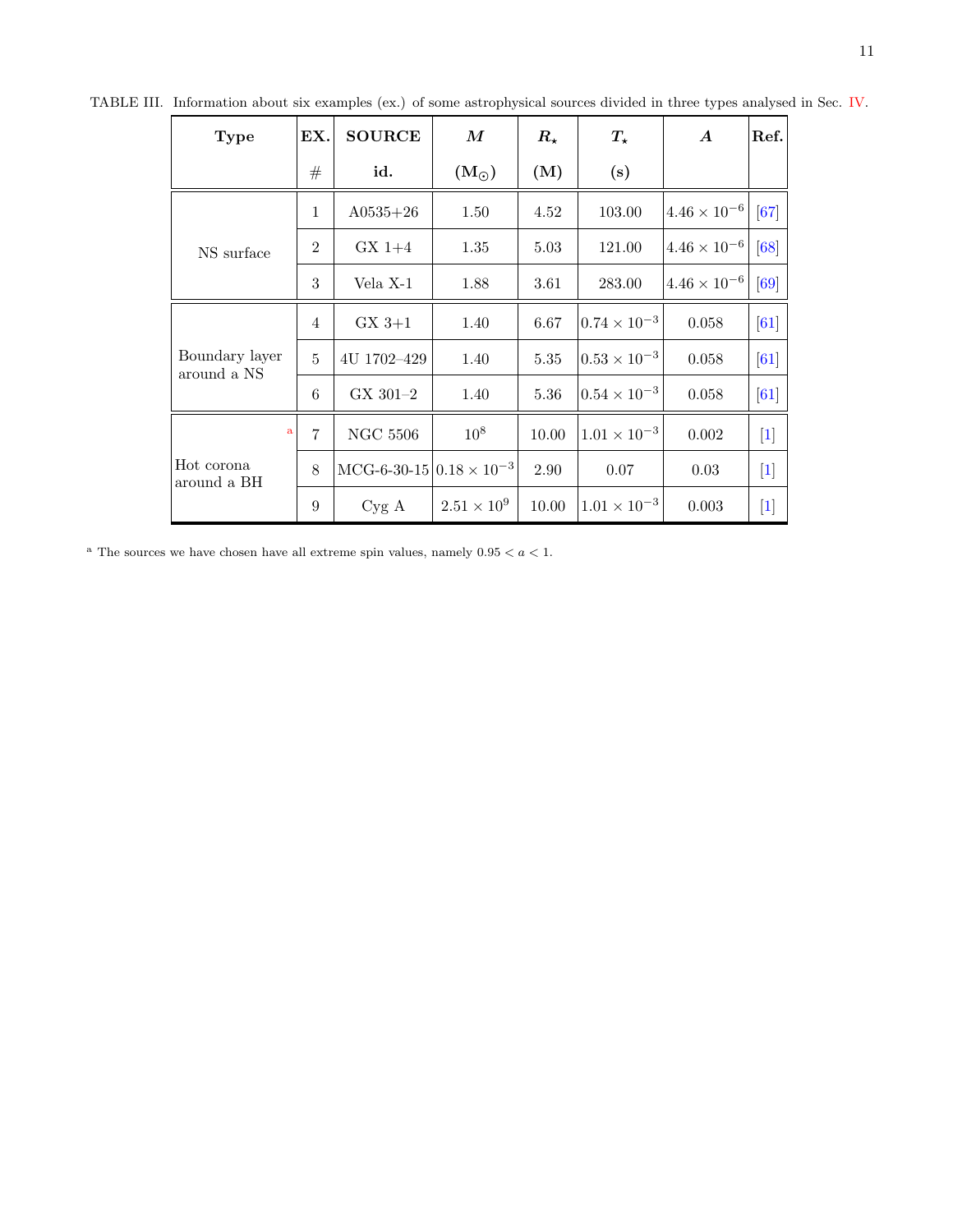TABLE III. Information about six examples (ex.) of some astrophysical sources divided in three types analysed in Sec. IV.

| **Type** | **EX.** | **SOURCE** | $\boldsymbol{M}$ | $\boldsymbol{R_\star}$ | $\boldsymbol{T_\star}$ | $\boldsymbol{A}$ | **Ref.** |
|---|---|---|---|---|---|---|---|
| | # | **id.** | $(\mathbf{M_\odot})$ | **(M)** | **(s)** | | |
| NS surface | 1 | A0535+26 | 1.50 | 4.52 | 103.00 | $4.46 \times 10^{-6}$ | [67] |
| | 2 | GX 1+4 | 1.35 | 5.03 | 121.00 | $4.46 \times 10^{-6}$ | [68] |
| | 3 | Vela X-1 | 1.88 | 3.61 | 283.00 | $4.46 \times 10^{-6}$ | [69] |
| Boundary layer around a NS | 4 | GX 3+1 | 1.40 | 6.67 | $0.74 \times 10^{-3}$ | 0.058 | [61] |
| | 5 | 4U 1702–429 | 1.40 | 5.35 | $0.53 \times 10^{-3}$ | 0.058 | [61] |
| | 6 | GX 301–2 | 1.40 | 5.36 | $0.54 \times 10^{-3}$ | 0.058 | [61] |
| Hot corona around a BH [a] | 7 | NGC 5506 | $10^8$ | 10.00 | $1.01 \times 10^{-3}$ | 0.002 | [1] |
| | 8 | MCG-6-30-15 | $0.18 \times 10^{-3}$ | 2.90 | 0.07 | 0.03 | [1] |
| | 9 | Cyg A | $2.51 \times 10^9$ | 10.00 | $1.01 \times 10^{-3}$ | 0.003 | [1] |

[a] The sources we have chosen have all extreme spin values, namely $0.95 < a < 1$.